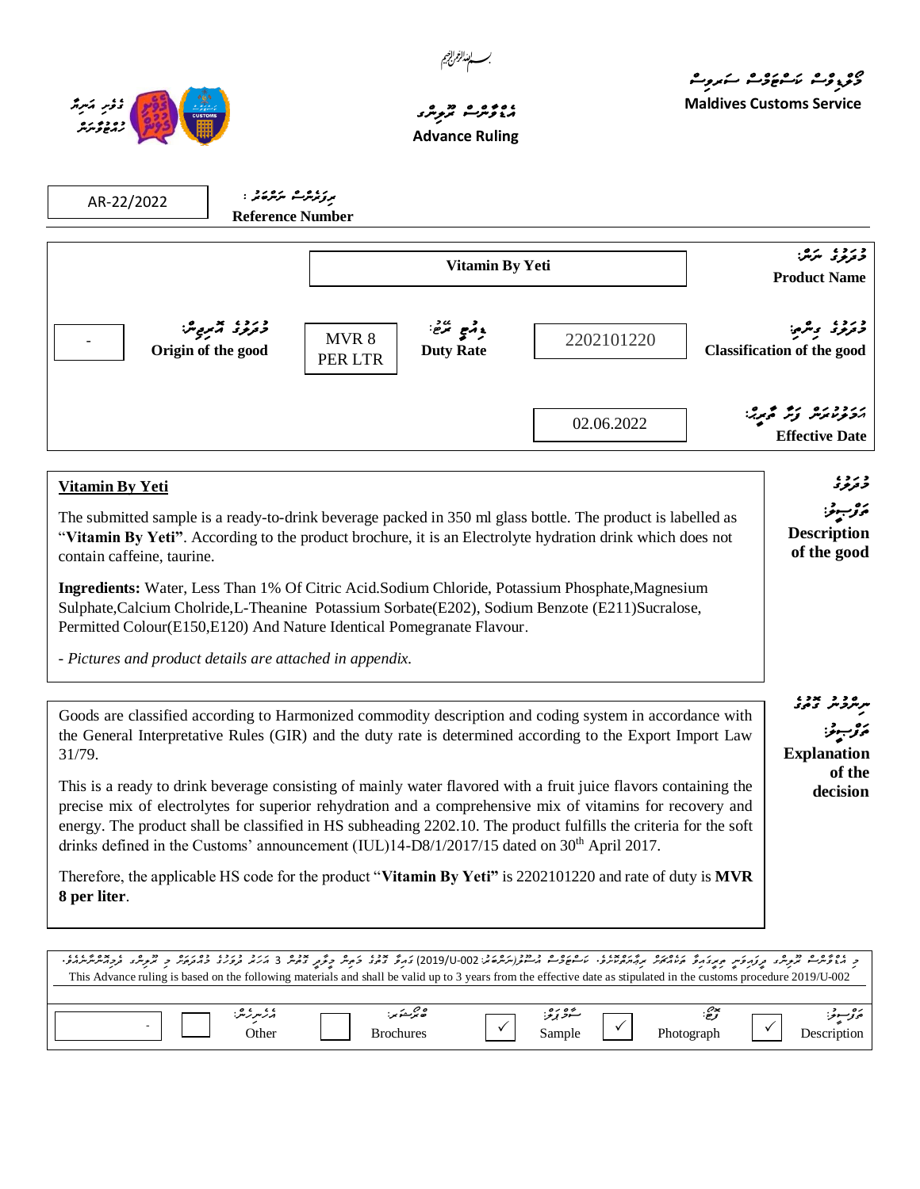Maldives Customs Service

# Advance Ruling

**Reference Number**: AR-22/2022

| Field | Value |
|---|---|
| **Product Name** | **Vitamin By Yeti** |
| **Classification of the good** | 2202101220 |
| **Duty Rate** | MVR 8 PER LTR |
| **Origin of the good** | - |
| **Effective Date** | 02.06.2022 |

## Description of the good

**Vitamin By Yeti**

The submitted sample is a ready-to-drink beverage packed in 350 ml glass bottle. The product is labelled as "**Vitamin By Yeti**". According to the product brochure, it is an Electrolyte hydration drink which does not contain caffeine, taurine.

**Ingredients:** Water, Less Than 1% Of Citric Acid.Sodium Chloride, Potassium Phosphate,Magnesium Sulphate,Calcium Cholride,L-Theanine Potassium Sorbate(E202), Sodium Benzote (E211)Sucralose, Permitted Colour(E150,E120) And Nature Identical Pomegranate Flavour.

*- Pictures and product details are attached in appendix.*

## Explanation of the decision

Goods are classified according to Harmonized commodity description and coding system in accordance with the General Interpretative Rules (GIR) and the duty rate is determined according to the Export Import Law 31/79.

This is a ready to drink beverage consisting of mainly water flavored with a fruit juice flavors containing the precise mix of electrolytes for superior rehydration and a comprehensive mix of vitamins for recovery and energy. The product shall be classified in HS subheading 2202.10. The product fulfills the criteria for the soft drinks defined in the Customs' announcement (IUL)14-D8/1/2017/15 dated on 30th April 2017.

Therefore, the applicable HS code for the product "**Vitamin By Yeti"** is 2202101220 and rate of duty is **MVR 8 per liter**.

This Advance ruling is based on the following materials and shall be valid up to 3 years from the effective date as stipulated in the customs procedure 2019/U-002

| Description | Photograph | Sample | Brochures | Other | |
|---|---|---|---|---|---|
| ✓ | ✓ | ✓ | | | - |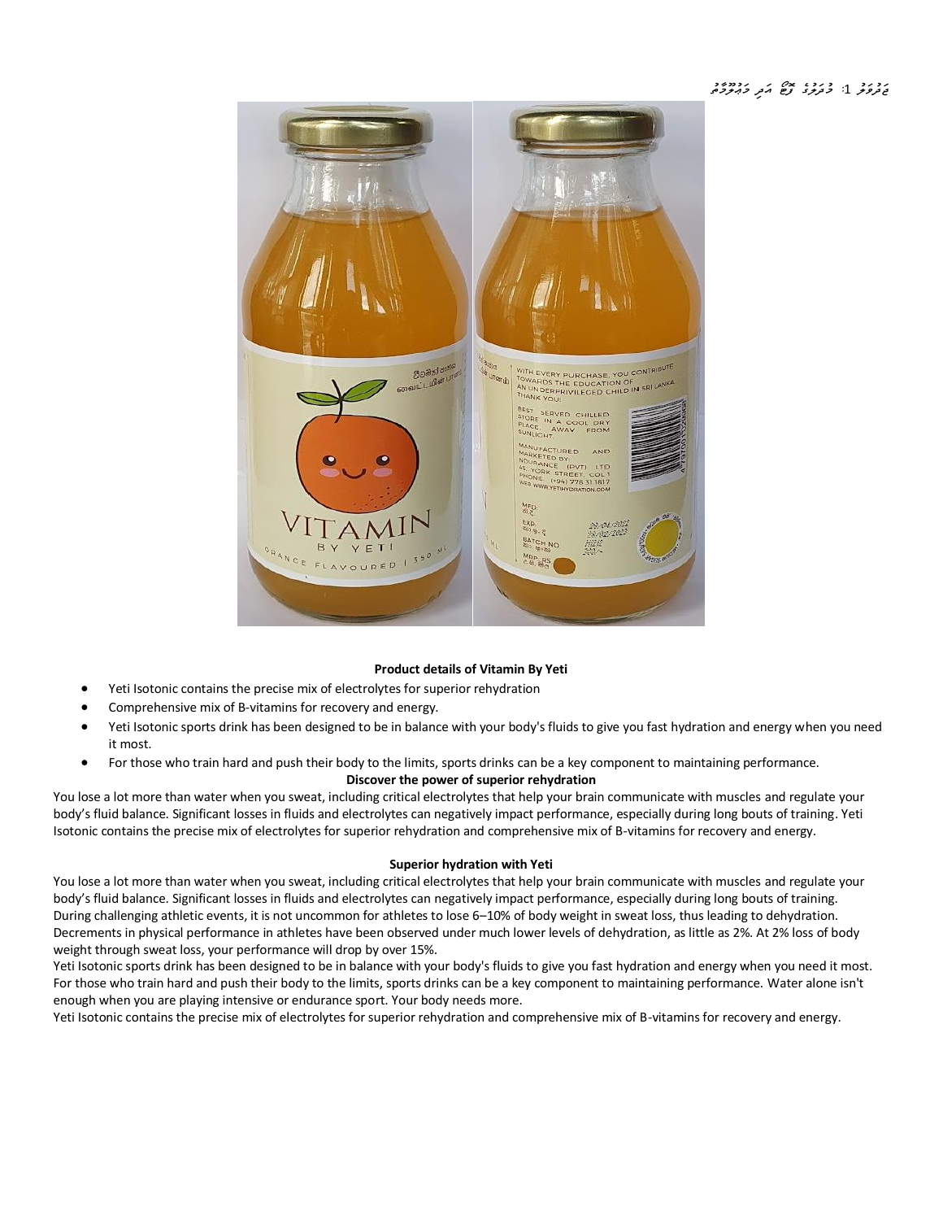ޖަދުވަލު 1: މުދަލުގެ ފޮޓޯ އަދި މަޢުލޫމާތު

**Product details of Vitamin By Yeti**

- Yeti Isotonic contains the precise mix of electrolytes for superior rehydration
- Comprehensive mix of B-vitamins for recovery and energy.
- Yeti Isotonic sports drink has been designed to be in balance with your body's fluids to give you fast hydration and energy when you need it most.
- For those who train hard and push their body to the limits, sports drinks can be a key component to maintaining performance.

**Discover the power of superior rehydration**

You lose a lot more than water when you sweat, including critical electrolytes that help your brain communicate with muscles and regulate your body's fluid balance. Significant losses in fluids and electrolytes can negatively impact performance, especially during long bouts of training. Yeti Isotonic contains the precise mix of electrolytes for superior rehydration and comprehensive mix of B-vitamins for recovery and energy.

**Superior hydration with Yeti**

You lose a lot more than water when you sweat, including critical electrolytes that help your brain communicate with muscles and regulate your body's fluid balance. Significant losses in fluids and electrolytes can negatively impact performance, especially during long bouts of training. During challenging athletic events, it is not uncommon for athletes to lose 6–10% of body weight in sweat loss, thus leading to dehydration. Decrements in physical performance in athletes have been observed under much lower levels of dehydration, as little as 2%. At 2% loss of body weight through sweat loss, your performance will drop by over 15%.

Yeti Isotonic sports drink has been designed to be in balance with your body's fluids to give you fast hydration and energy when you need it most. For those who train hard and push their body to the limits, sports drinks can be a key component to maintaining performance. Water alone isn't enough when you are playing intensive or endurance sport. Your body needs more.

Yeti Isotonic contains the precise mix of electrolytes for superior rehydration and comprehensive mix of B-vitamins for recovery and energy.